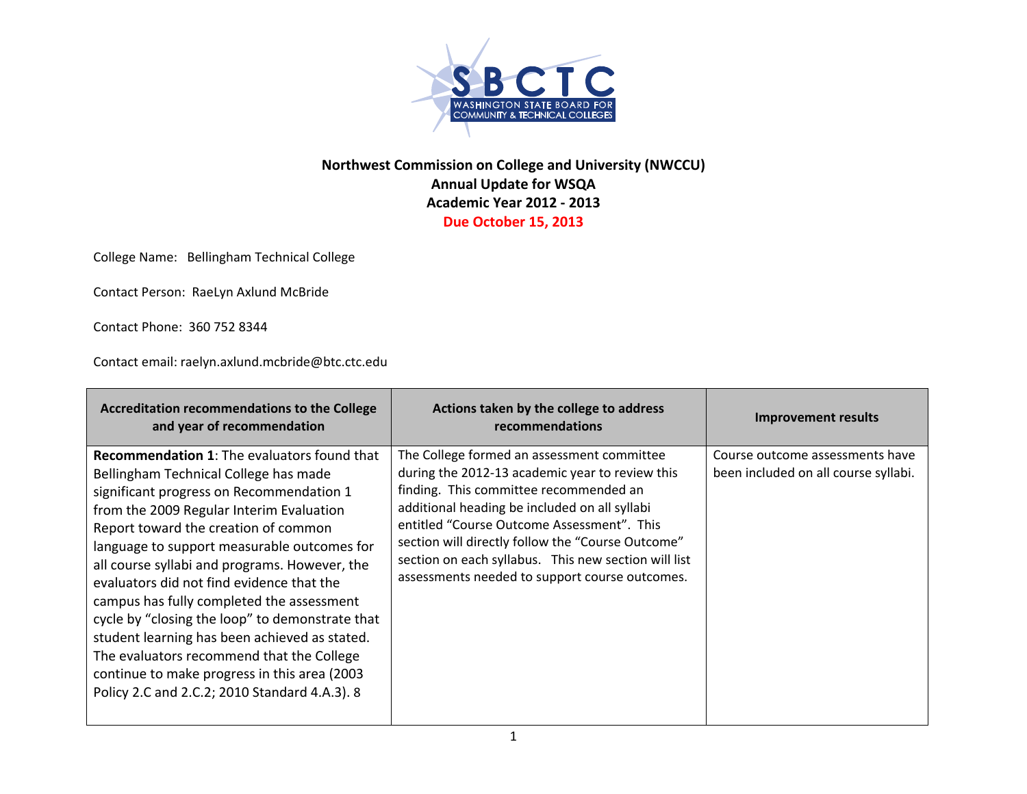**SBCTC**
**WASHINGTON STATE BOARD FOR COMMUNITY & TECHNICAL COLLEGES**

# Northwest Commission on College and University (NWCCU)
## Annual Update for WSQA
## Academic Year 2012 - 2013
## Due October 15, 2013

College Name: Bellingham Technical College

Contact Person: RaeLyn Axlund McBride

Contact Phone: 360 752 8344

Contact email: raelyn.axlund.mcbride@btc.ctc.edu

| Accreditation recommendations to the College and year of recommendation | Actions taken by the college to address recommendations | Improvement results |
|---|---|---|
| **Recommendation 1**: The evaluators found that Bellingham Technical College has made significant progress on Recommendation 1 from the 2009 Regular Interim Evaluation Report toward the creation of common language to support measurable outcomes for all course syllabi and programs. However, the evaluators did not find evidence that the campus has fully completed the assessment cycle by "closing the loop" to demonstrate that student learning has been achieved as stated. The evaluators recommend that the College continue to make progress in this area (2003 Policy 2.C and 2.C.2; 2010 Standard 4.A.3). 8 | The College formed an assessment committee during the 2012-13 academic year to review this finding. This committee recommended an additional heading be included on all syllabi entitled "Course Outcome Assessment". This section will directly follow the "Course Outcome" section on each syllabus. This new section will list assessments needed to support course outcomes. | Course outcome assessments have been included on all course syllabi. |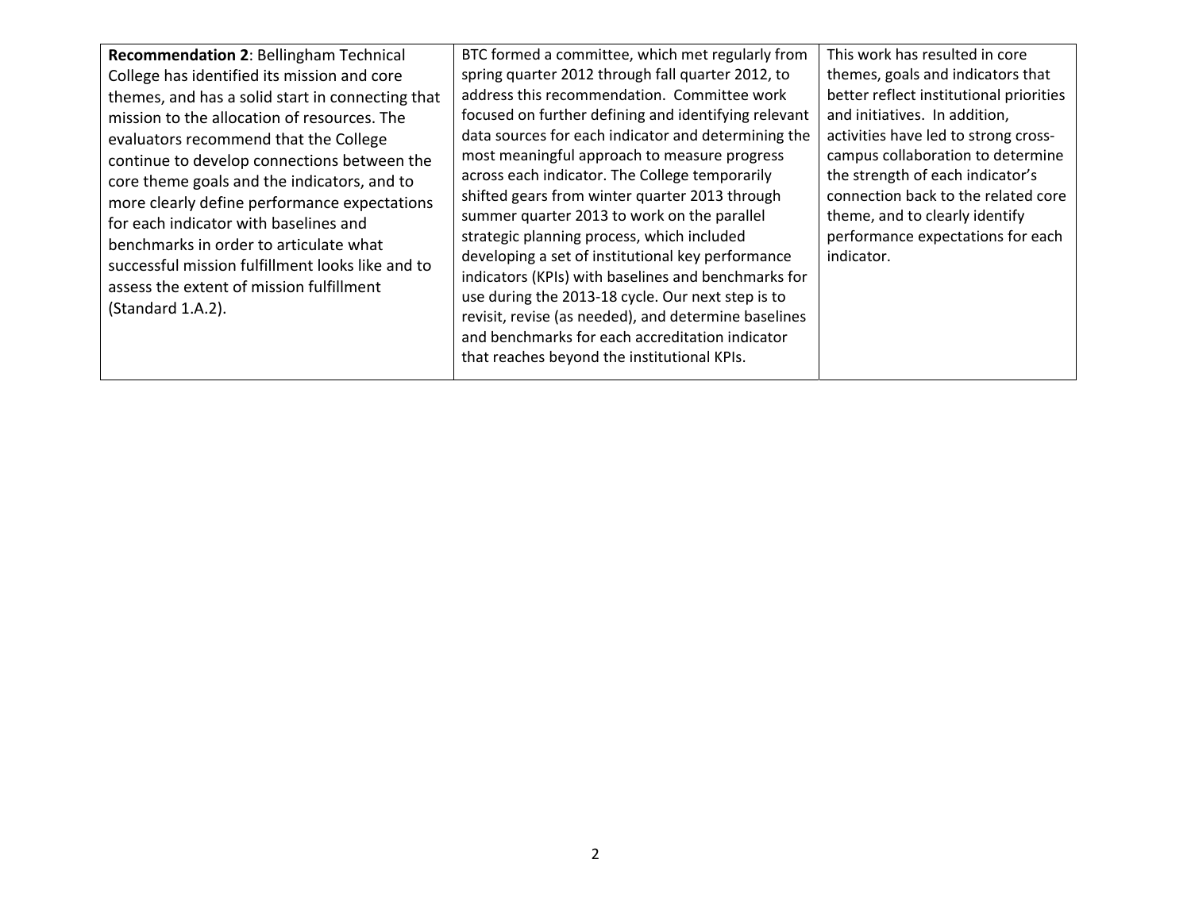| | | |
|---|---|---|
| **Recommendation 2**: Bellingham Technical College has identified its mission and core themes, and has a solid start in connecting that mission to the allocation of resources. The evaluators recommend that the College continue to develop connections between the core theme goals and the indicators, and to more clearly define performance expectations for each indicator with baselines and benchmarks in order to articulate what successful mission fulfillment looks like and to assess the extent of mission fulfillment (Standard 1.A.2). | BTC formed a committee, which met regularly from spring quarter 2012 through fall quarter 2012, to address this recommendation. Committee work focused on further defining and identifying relevant data sources for each indicator and determining the most meaningful approach to measure progress across each indicator. The College temporarily shifted gears from winter quarter 2013 through summer quarter 2013 to work on the parallel strategic planning process, which included developing a set of institutional key performance indicators (KPIs) with baselines and benchmarks for use during the 2013-18 cycle. Our next step is to revisit, revise (as needed), and determine baselines and benchmarks for each accreditation indicator that reaches beyond the institutional KPIs. | This work has resulted in core themes, goals and indicators that better reflect institutional priorities and initiatives. In addition, activities have led to strong cross-campus collaboration to determine the strength of each indicator's connection back to the related core theme, and to clearly identify performance expectations for each indicator. |